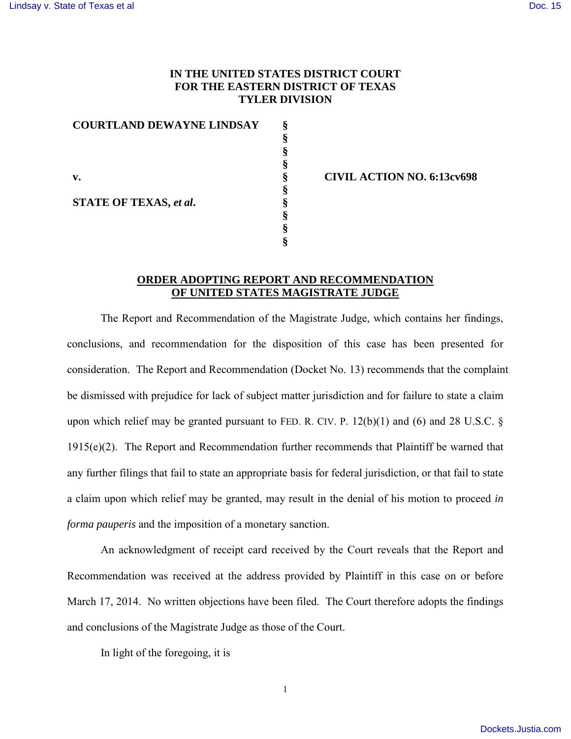# IN THE UNITED STATES DISTRICT COURT
# FOR THE EASTERN DISTRICT OF TEXAS
# TYLER DIVISION

| | | |
|---|---|---|
| **COURTLAND DEWAYNE LINDSAY** | § | |
| | § | |
| **v.** | § | **CIVIL ACTION NO. 6:13cv698** |
| | § | |
| **STATE OF TEXAS, *et al*.** | § | |

## ORDER ADOPTING REPORT AND RECOMMENDATION OF UNITED STATES MAGISTRATE JUDGE

The Report and Recommendation of the Magistrate Judge, which contains her findings, conclusions, and recommendation for the disposition of this case has been presented for consideration. The Report and Recommendation (Docket No. 13) recommends that the complaint be dismissed with prejudice for lack of subject matter jurisdiction and for failure to state a claim upon which relief may be granted pursuant to FED. R. CIV. P. 12(b)(1) and (6) and 28 U.S.C. § 1915(e)(2). The Report and Recommendation further recommends that Plaintiff be warned that any further filings that fail to state an appropriate basis for federal jurisdiction, or that fail to state a claim upon which relief may be granted, may result in the denial of his motion to proceed *in forma pauperis* and the imposition of a monetary sanction.

An acknowledgment of receipt card received by the Court reveals that the Report and Recommendation was received at the address provided by Plaintiff in this case on or before March 17, 2014. No written objections have been filed. The Court therefore adopts the findings and conclusions of the Magistrate Judge as those of the Court.

In light of the foregoing, it is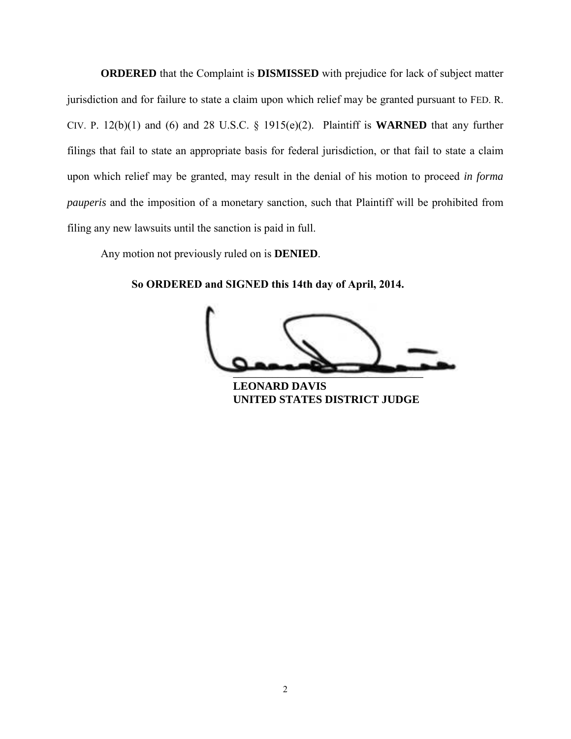**ORDERED** that the Complaint is **DISMISSED** with prejudice for lack of subject matter jurisdiction and for failure to state a claim upon which relief may be granted pursuant to FED. R. CIV. P. 12(b)(1) and (6) and 28 U.S.C. § 1915(e)(2). Plaintiff is **WARNED** that any further filings that fail to state an appropriate basis for federal jurisdiction, or that fail to state a claim upon which relief may be granted, may result in the denial of his motion to proceed *in forma pauperis* and the imposition of a monetary sanction, such that Plaintiff will be prohibited from filing any new lawsuits until the sanction is paid in full.

Any motion not previously ruled on is **DENIED**.

**So ORDERED and SIGNED this 14th day of April, 2014.**

**LEONARD DAVIS**
**UNITED STATES DISTRICT JUDGE**